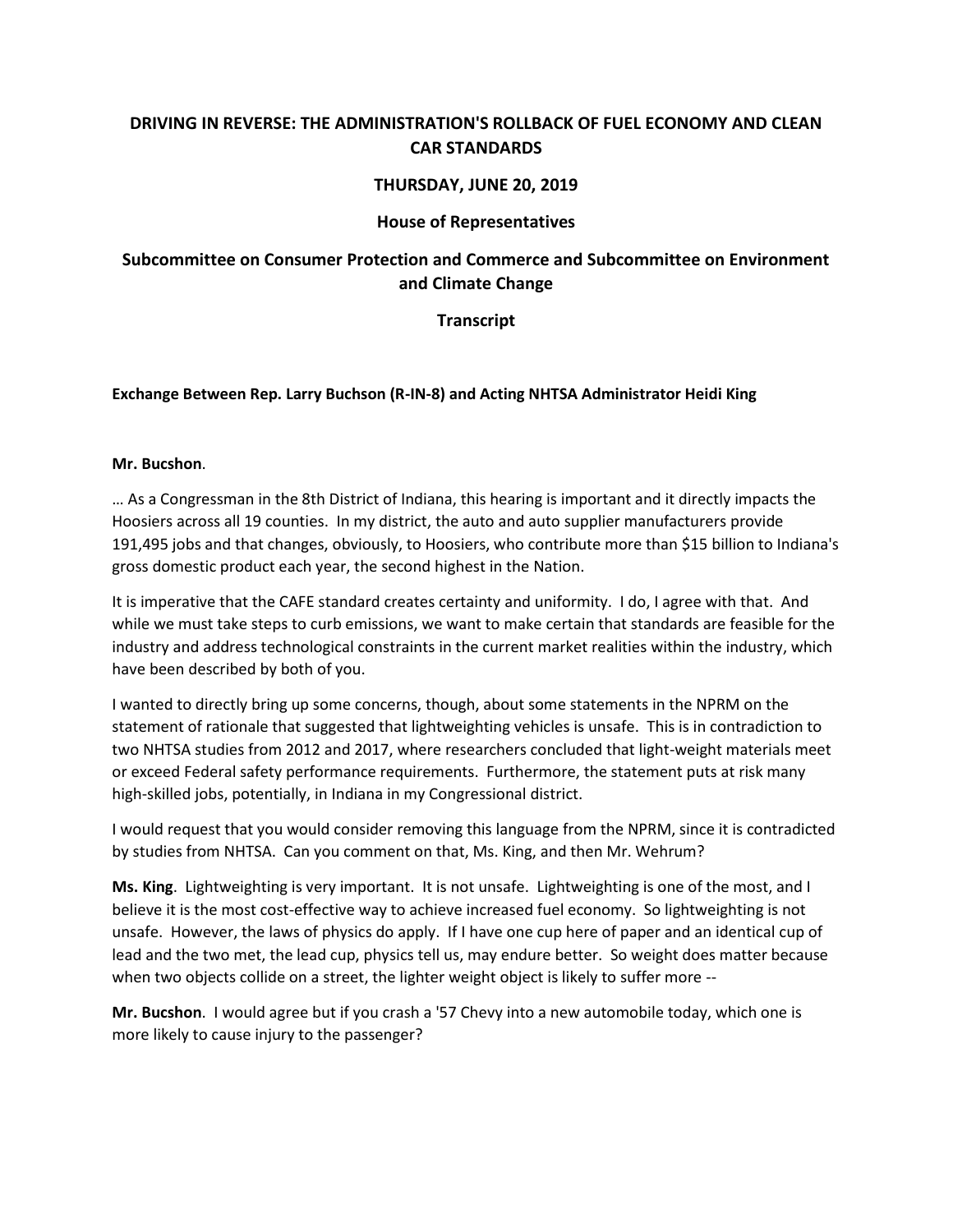# DRIVING IN REVERSE: THE ADMINISTRATION'S ROLLBACK OF FUEL ECONOMY AND CLEAN CAR STANDARDS

## THURSDAY, JUNE 20, 2019

## House of Representatives

## Subcommittee on Consumer Protection and Commerce and Subcommittee on Environment and Climate Change

## Transcript

### Exchange Between Rep. Larry Buchson (R-IN-8) and Acting NHTSA Administrator Heidi King

**Mr. Bucshon**.

… As a Congressman in the 8th District of Indiana, this hearing is important and it directly impacts the Hoosiers across all 19 counties. In my district, the auto and auto supplier manufacturers provide 191,495 jobs and that changes, obviously, to Hoosiers, who contribute more than $15 billion to Indiana's gross domestic product each year, the second highest in the Nation.

It is imperative that the CAFE standard creates certainty and uniformity. I do, I agree with that. And while we must take steps to curb emissions, we want to make certain that standards are feasible for the industry and address technological constraints in the current market realities within the industry, which have been described by both of you.

I wanted to directly bring up some concerns, though, about some statements in the NPRM on the statement of rationale that suggested that lightweighting vehicles is unsafe. This is in contradiction to two NHTSA studies from 2012 and 2017, where researchers concluded that light-weight materials meet or exceed Federal safety performance requirements. Furthermore, the statement puts at risk many high-skilled jobs, potentially, in Indiana in my Congressional district.

I would request that you would consider removing this language from the NPRM, since it is contradicted by studies from NHTSA. Can you comment on that, Ms. King, and then Mr. Wehrum?

**Ms. King**. Lightweighting is very important. It is not unsafe. Lightweighting is one of the most, and I believe it is the most cost-effective way to achieve increased fuel economy. So lightweighting is not unsafe. However, the laws of physics do apply. If I have one cup here of paper and an identical cup of lead and the two met, the lead cup, physics tell us, may endure better. So weight does matter because when two objects collide on a street, the lighter weight object is likely to suffer more --

**Mr. Bucshon**. I would agree but if you crash a '57 Chevy into a new automobile today, which one is more likely to cause injury to the passenger?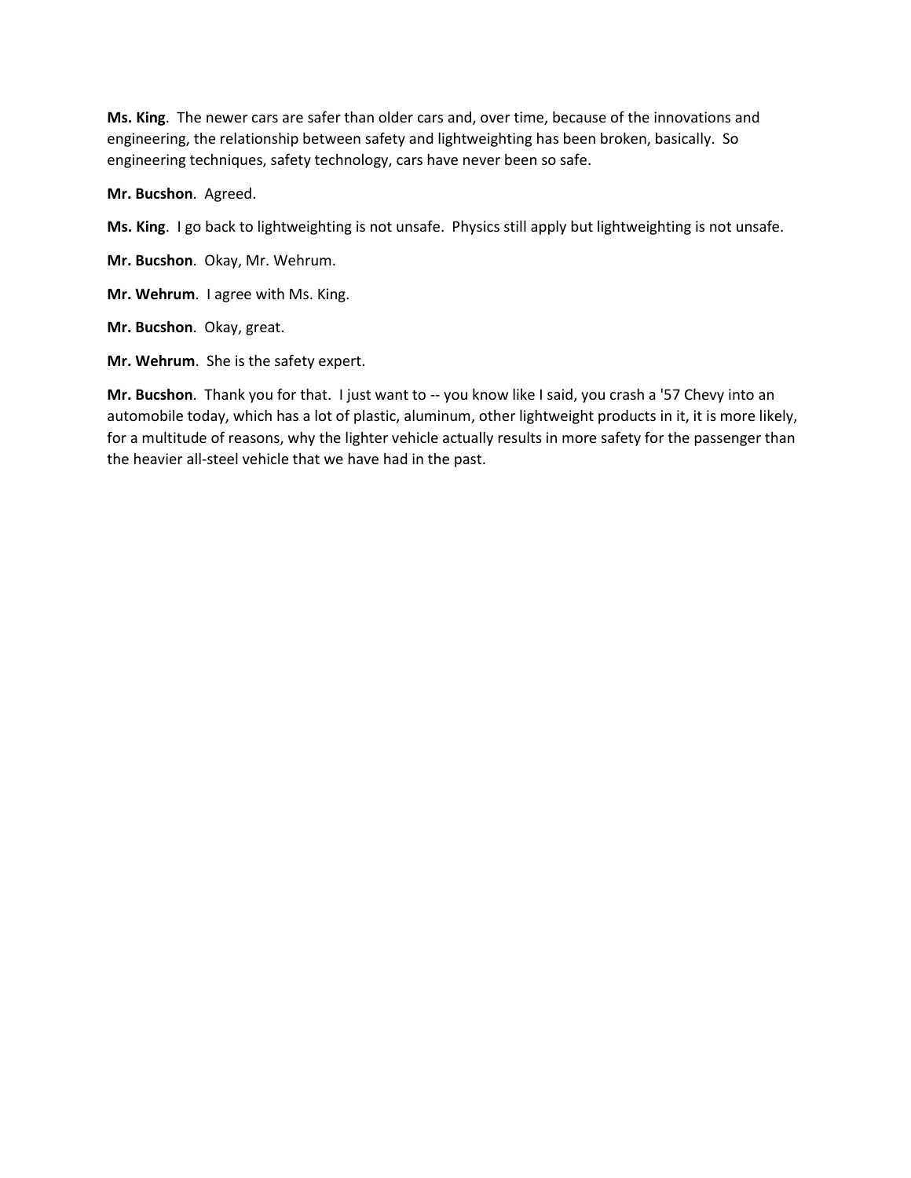**Ms. King**. The newer cars are safer than older cars and, over time, because of the innovations and engineering, the relationship between safety and lightweighting has been broken, basically. So engineering techniques, safety technology, cars have never been so safe.

**Mr. Bucshon**. Agreed.

**Ms. King**. I go back to lightweighting is not unsafe. Physics still apply but lightweighting is not unsafe.

**Mr. Bucshon**. Okay, Mr. Wehrum.

**Mr. Wehrum**. I agree with Ms. King.

**Mr. Bucshon**. Okay, great.

**Mr. Wehrum**. She is the safety expert.

**Mr. Bucshon**. Thank you for that. I just want to -- you know like I said, you crash a '57 Chevy into an automobile today, which has a lot of plastic, aluminum, other lightweight products in it, it is more likely, for a multitude of reasons, why the lighter vehicle actually results in more safety for the passenger than the heavier all-steel vehicle that we have had in the past.